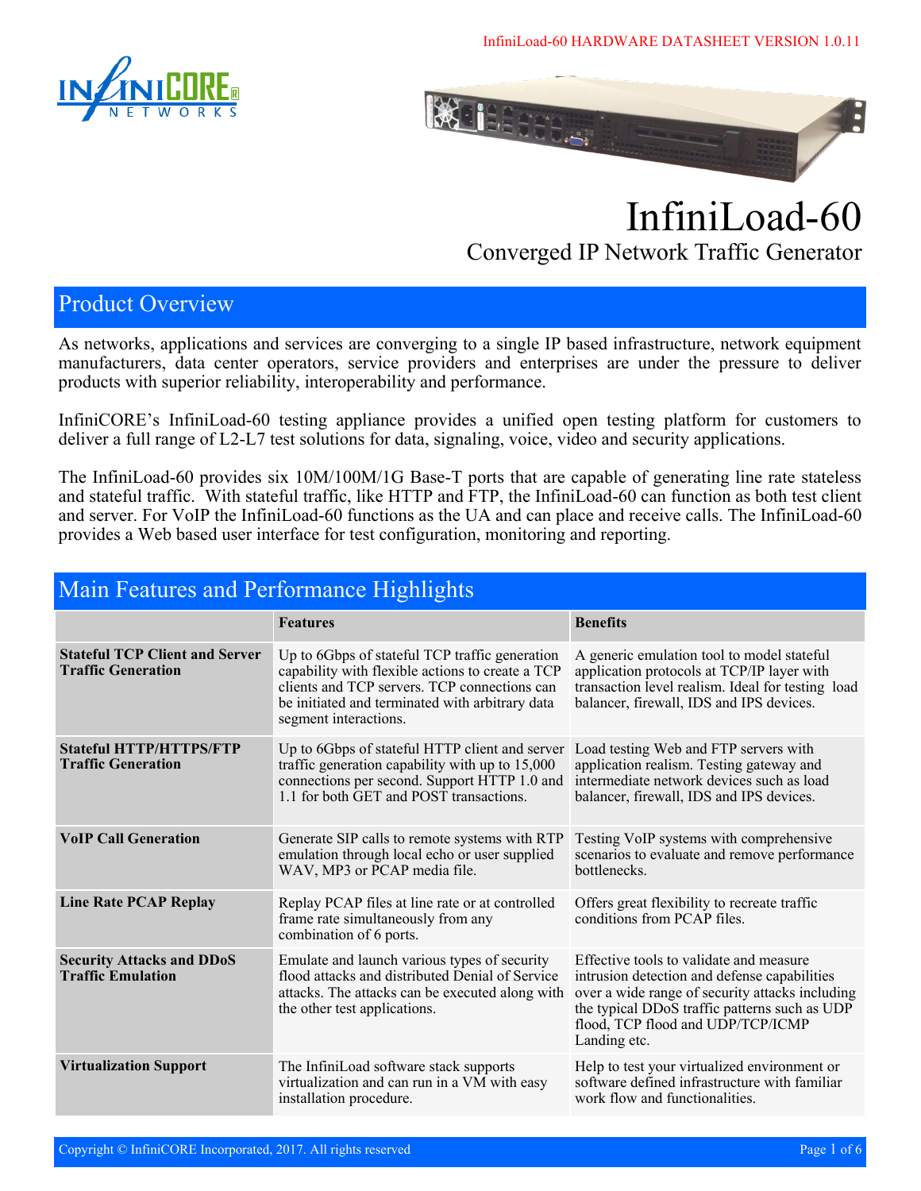# InfiniLoad-60

## Converged IP Network Traffic Generator

## Product Overview

As networks, applications and services are converging to a single IP based infrastructure, network equipment manufacturers, data center operators, service providers and enterprises are under the pressure to deliver products with superior reliability, interoperability and performance.

InfiniCORE's InfiniLoad-60 testing appliance provides a unified open testing platform for customers to deliver a full range of L2-L7 test solutions for data, signaling, voice, video and security applications.

The InfiniLoad-60 provides six 10M/100M/1G Base-T ports that are capable of generating line rate stateless and stateful traffic. With stateful traffic, like HTTP and FTP, the InfiniLoad-60 can function as both test client and server. For VoIP the InfiniLoad-60 functions as the UA and can place and receive calls. The InfiniLoad-60 provides a Web based user interface for test configuration, monitoring and reporting.

## Main Features and Performance Highlights

| | Features | Benefits |
|---|---|---|
| **Stateful TCP Client and Server Traffic Generation** | Up to 6Gbps of stateful TCP traffic generation capability with flexible actions to create a TCP clients and TCP servers. TCP connections can be initiated and terminated with arbitrary data segment interactions. | A generic emulation tool to model stateful application protocols at TCP/IP layer with transaction level realism. Ideal for testing load balancer, firewall, IDS and IPS devices. |
| **Stateful HTTP/HTTPS/FTP Traffic Generation** | Up to 6Gbps of stateful HTTP client and server traffic generation capability with up to 15,000 connections per second. Support HTTP 1.0 and 1.1 for both GET and POST transactions. | Load testing Web and FTP servers with application realism. Testing gateway and intermediate network devices such as load balancer, firewall, IDS and IPS devices. |
| **VoIP Call Generation** | Generate SIP calls to remote systems with RTP emulation through local echo or user supplied WAV, MP3 or PCAP media file. | Testing VoIP systems with comprehensive scenarios to evaluate and remove performance bottlenecks. |
| **Line Rate PCAP Replay** | Replay PCAP files at line rate or at controlled frame rate simultaneously from any combination of 6 ports. | Offers great flexibility to recreate traffic conditions from PCAP files. |
| **Security Attacks and DDoS Traffic Emulation** | Emulate and launch various types of security flood attacks and distributed Denial of Service attacks. The attacks can be executed along with the other test applications. | Effective tools to validate and measure intrusion detection and defense capabilities over a wide range of security attacks including the typical DDoS traffic patterns such as UDP flood, TCP flood and UDP/TCP/ICMP Landing etc. |
| **Virtualization Support** | The InfiniLoad software stack supports virtualization and can run in a VM with easy installation procedure. | Help to test your virtualized environment or software defined infrastructure with familiar work flow and functionalities. |

Copyright © InfiniCORE Incorporated, 2017. All rights reserved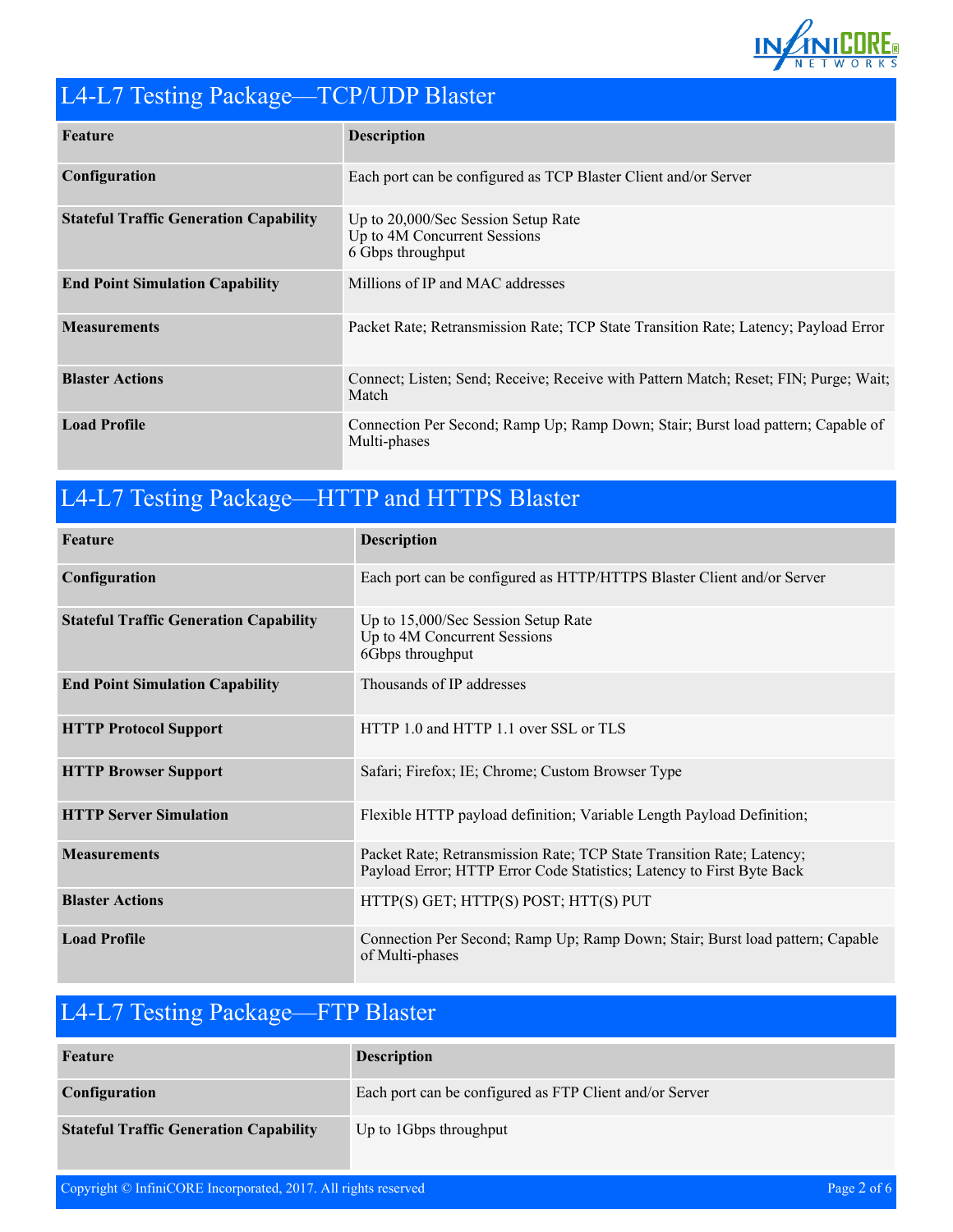## L4-L7 Testing Package—TCP/UDP Blaster

| Feature | Description |
|---|---|
| **Configuration** | Each port can be configured as TCP Blaster Client and/or Server |
| **Stateful Traffic Generation Capability** | Up to 20,000/Sec Session Setup Rate<br>Up to 4M Concurrent Sessions<br>6 Gbps throughput |
| **End Point Simulation Capability** | Millions of IP and MAC addresses |
| **Measurements** | Packet Rate; Retransmission Rate; TCP State Transition Rate; Latency; Payload Error |
| **Blaster Actions** | Connect; Listen; Send; Receive; Receive with Pattern Match; Reset; FIN; Purge; Wait; Match |
| **Load Profile** | Connection Per Second; Ramp Up; Ramp Down; Stair; Burst load pattern; Capable of Multi-phases |

## L4-L7 Testing Package—HTTP and HTTPS Blaster

| Feature | Description |
|---|---|
| **Configuration** | Each port can be configured as HTTP/HTTPS Blaster Client and/or Server |
| **Stateful Traffic Generation Capability** | Up to 15,000/Sec Session Setup Rate<br>Up to 4M Concurrent Sessions<br>6Gbps throughput |
| **End Point Simulation Capability** | Thousands of IP addresses |
| **HTTP Protocol Support** | HTTP 1.0 and HTTP 1.1 over SSL or TLS |
| **HTTP Browser Support** | Safari; Firefox; IE; Chrome; Custom Browser Type |
| **HTTP Server Simulation** | Flexible HTTP payload definition; Variable Length Payload Definition; |
| **Measurements** | Packet Rate; Retransmission Rate; TCP State Transition Rate; Latency; Payload Error; HTTP Error Code Statistics; Latency to First Byte Back |
| **Blaster Actions** | HTTP(S) GET; HTTP(S) POST; HTT(S) PUT |
| **Load Profile** | Connection Per Second; Ramp Up; Ramp Down; Stair; Burst load pattern; Capable of Multi-phases |

## L4-L7 Testing Package—FTP Blaster

| Feature | Description |
|---|---|
| **Configuration** | Each port can be configured as FTP Client and/or Server |
| **Stateful Traffic Generation Capability** | Up to 1Gbps throughput |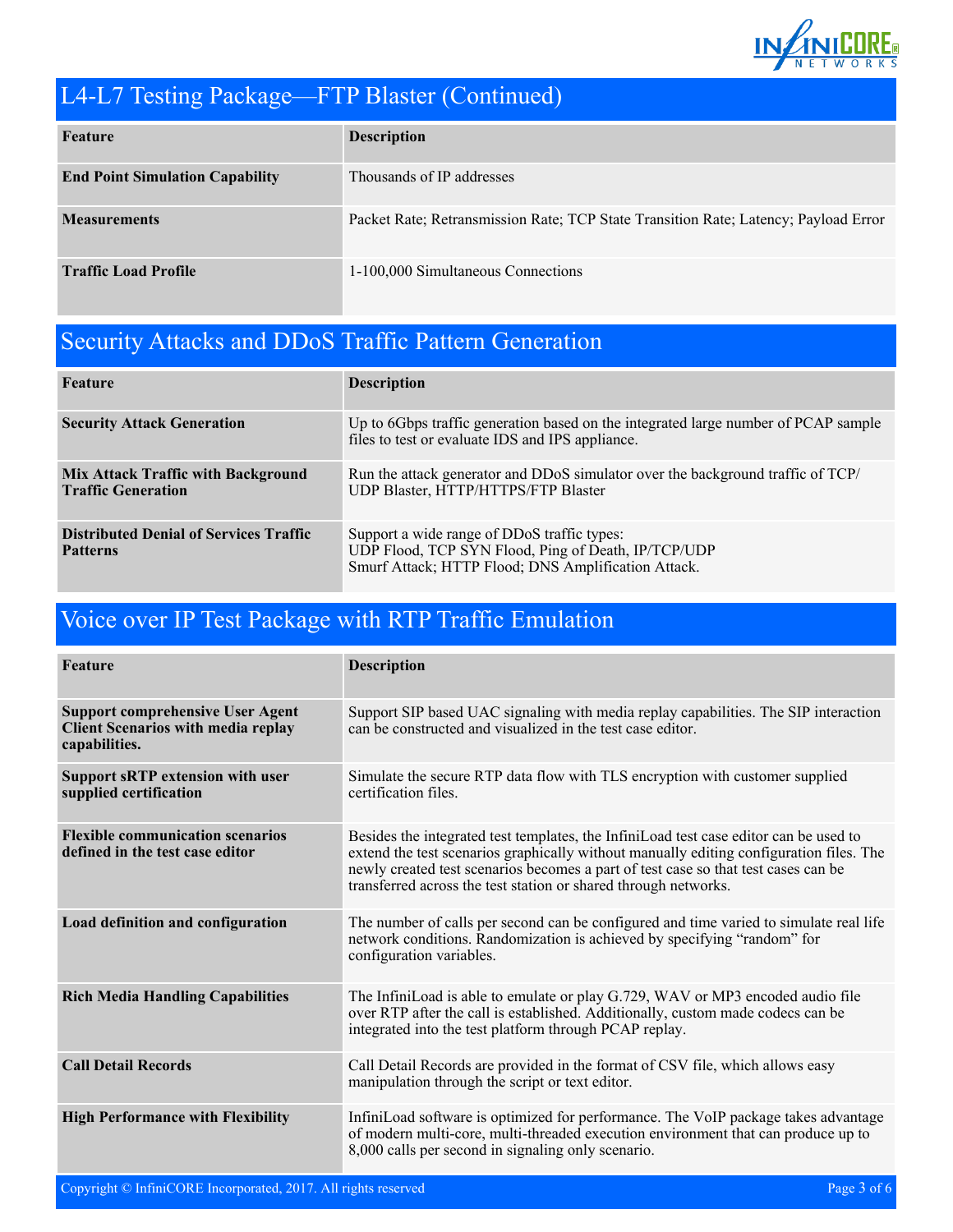## L4-L7 Testing Package—FTP Blaster (Continued)

| Feature | Description |
| --- | --- |
| **End Point Simulation Capability** | Thousands of IP addresses |
| **Measurements** | Packet Rate; Retransmission Rate; TCP State Transition Rate; Latency; Payload Error |
| **Traffic Load Profile** | 1-100,000 Simultaneous Connections |

## Security Attacks and DDoS Traffic Pattern Generation

| Feature | Description |
| --- | --- |
| **Security Attack Generation** | Up to 6Gbps traffic generation based on the integrated large number of PCAP sample files to test or evaluate IDS and IPS appliance. |
| **Mix Attack Traffic with Background Traffic Generation** | Run the attack generator and DDoS simulator over the background traffic of TCP/UDP Blaster, HTTP/HTTPS/FTP Blaster |
| **Distributed Denial of Services Traffic Patterns** | Support a wide range of DDoS traffic types: UDP Flood, TCP SYN Flood, Ping of Death, IP/TCP/UDP Smurf Attack; HTTP Flood; DNS Amplification Attack. |

## Voice over IP Test Package with RTP Traffic Emulation

| Feature | Description |
| --- | --- |
| **Support comprehensive User Agent Client Scenarios with media replay capabilities.** | Support SIP based UAC signaling with media replay capabilities. The SIP interaction can be constructed and visualized in the test case editor. |
| **Support sRTP extension with user supplied certification** | Simulate the secure RTP data flow with TLS encryption with customer supplied certification files. |
| **Flexible communication scenarios defined in the test case editor** | Besides the integrated test templates, the InfiniLoad test case editor can be used to extend the test scenarios graphically without manually editing configuration files. The newly created test scenarios becomes a part of test case so that test cases can be transferred across the test station or shared through networks. |
| **Load definition and configuration** | The number of calls per second can be configured and time varied to simulate real life network conditions. Randomization is achieved by specifying "random" for configuration variables. |
| **Rich Media Handling Capabilities** | The InfiniLoad is able to emulate or play G.729, WAV or MP3 encoded audio file over RTP after the call is established. Additionally, custom made codecs can be integrated into the test platform through PCAP replay. |
| **Call Detail Records** | Call Detail Records are provided in the format of CSV file, which allows easy manipulation through the script or text editor. |
| **High Performance with Flexibility** | InfiniLoad software is optimized for performance. The VoIP package takes advantage of modern multi-core, multi-threaded execution environment that can produce up to 8,000 calls per second in signaling only scenario. |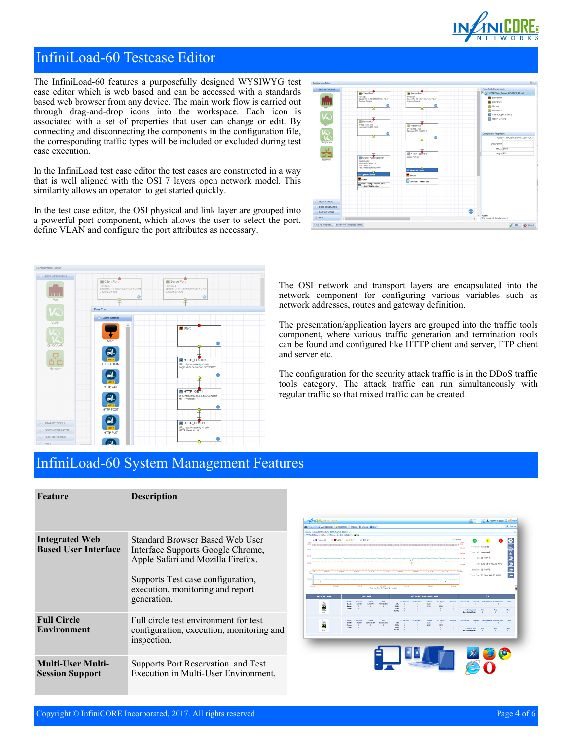# InfiniLoad-60 Testcase Editor

The InfiniLoad-60 features a purposefully designed WYSIWYG test case editor which is web based and can be accessed with a standards based web browser from any device. The main work flow is carried out through drag-and-drop icons into the workspace. Each icon is associated with a set of properties that user can change or edit. By connecting and disconnecting the components in the configuration file, the corresponding traffic types will be included or excluded during test case execution.

In the InfiniLoad test case editor the test cases are constructed in a way that is well aligned with the OSI 7 layers open network model. This similarity allows an operator to get started quickly.

In the test case editor, the OSI physical and link layer are grouped into a powerful port component, which allows the user to select the port, define VLAN and configure the port attributes as necessary.

The OSI network and transport layers are encapsulated into the network component for configuring various variables such as network addresses, routes and gateway definition.

The presentation/application layers are grouped into the traffic tools component, where various traffic generation and termination tools can be found and configured like HTTP client and server, FTP client and server etc.

The configuration for the security attack traffic is in the DDoS traffic tools category. The attack traffic can run simultaneously with regular traffic so that mixed traffic can be created.

# InfiniLoad-60 System Management Features

| Feature | Description |
|---|---|
| **Integrated Web Based User Interface** | Standard Browser Based Web User Interface Supports Google Chrome, Apple Safari and Mozilla Firefox.<br><br>Supports Test case configuration, execution, monitoring and report generation. |
| **Full Circle Environment** | Full circle test environment for test configuration, execution, monitoring and inspection. |
| **Multi-User Multi-Session Support** | Supports Port Reservation and Test Execution in Multi-User Environment. |

Copyright © InfiniCORE Incorporated, 2017. All rights reserved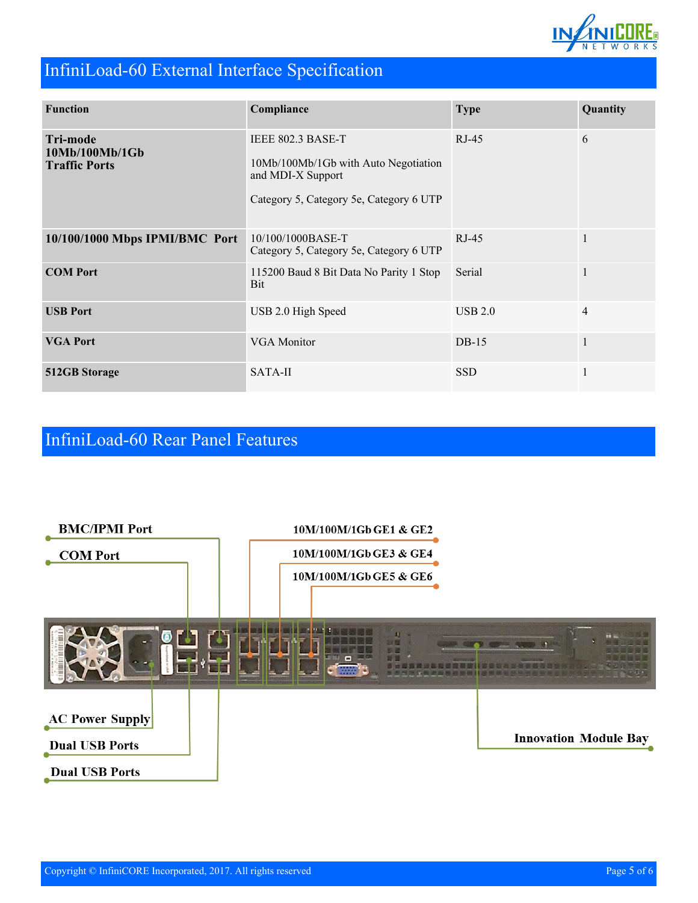## InfiniLoad-60 External Interface Specification

| Function | Compliance | Type | Quantity |
|---|---|---|---|
| **Tri-mode 10Mb/100Mb/1Gb Traffic Ports** | IEEE 802.3 BASE-T<br><br>10Mb/100Mb/1Gb with Auto Negotiation and MDI-X Support<br><br>Category 5, Category 5e, Category 6 UTP | RJ-45 | 6 |
| **10/100/1000 Mbps IPMI/BMC Port** | 10/100/1000BASE-T<br>Category 5, Category 5e, Category 6 UTP | RJ-45 | 1 |
| **COM Port** | 115200 Baud 8 Bit Data No Parity 1 Stop Bit | Serial | 1 |
| **USB Port** | USB 2.0 High Speed | USB 2.0 | 4 |
| **VGA Port** | VGA Monitor | DB-15 | 1 |
| **512GB Storage** | SATA-II | SSD | 1 |

## InfiniLoad-60 Rear Panel Features

- BMC/IPMI Port
- COM Port
- 10M/100M/1Gb GE1 & GE2
- 10M/100M/1Gb GE3 & GE4
- 10M/100M/1Gb GE5 & GE6
- AC Power Supply
- Dual USB Ports
- Dual USB Ports
- Innovation Module Bay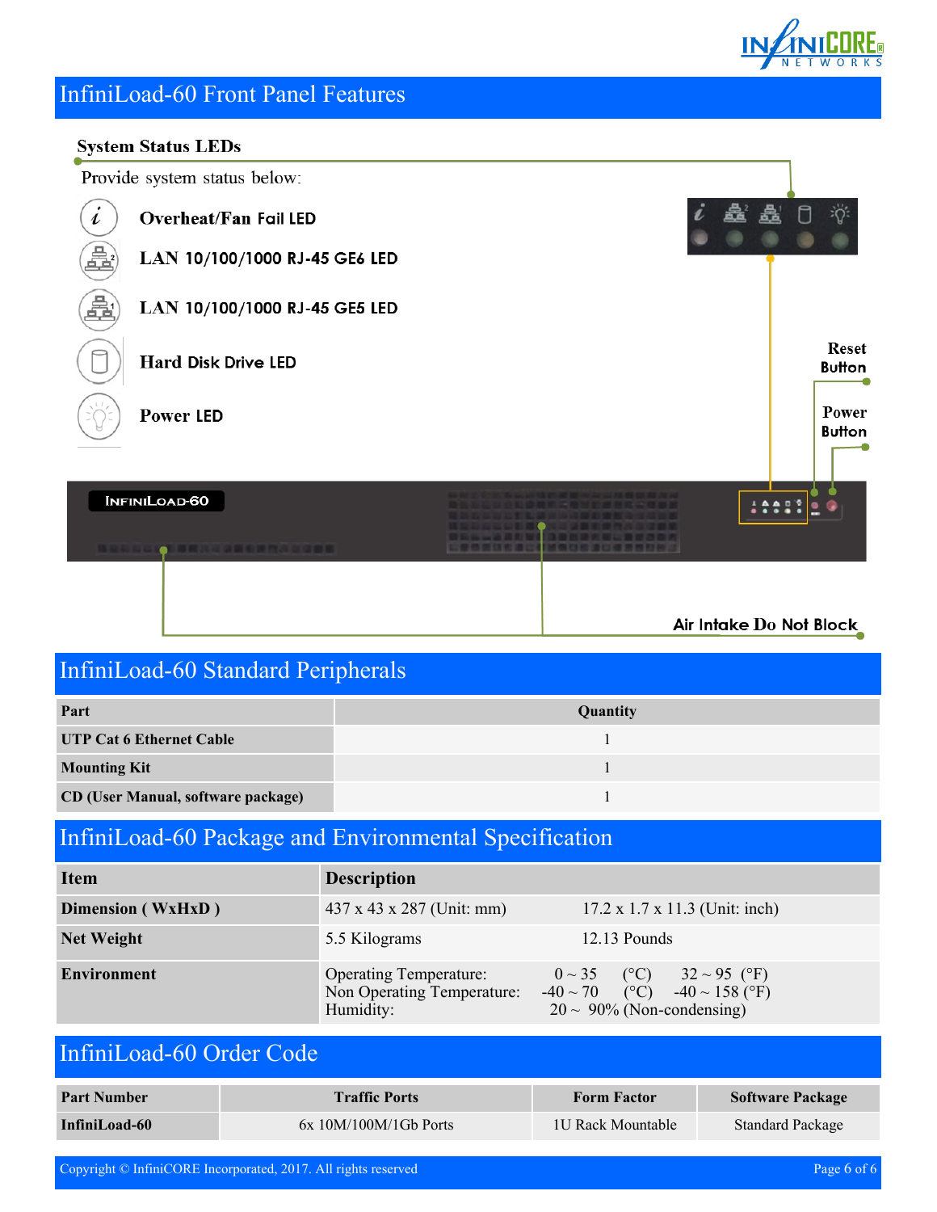## InfiniLoad-60 Front Panel Features

**System Status LEDs**

Provide system status below:

- **Overheat/Fan Fail LED**
- **LAN 10/100/1000 RJ-45 GE6 LED**
- **LAN 10/100/1000 RJ-45 GE5 LED**
- **Hard Disk Drive LED**
- **Power LED**

**Reset Button**

**Power Button**

INFINILOAD-60

**Air Intake Do Not Block**

## InfiniLoad-60 Standard Peripherals

| Part | Quantity |
|---|---|
| **UTP Cat 6 Ethernet Cable** | 1 |
| **Mounting Kit** | 1 |
| **CD (User Manual, software package)** | 1 |

## InfiniLoad-60 Package and Environmental Specification

| Item | Description | |
|---|---|---|
| **Dimension ( WxHxD )** | 437 x 43 x 287 (Unit: mm) | 17.2 x 1.7 x 11.3 (Unit: inch) |
| **Net Weight** | 5.5 Kilograms | 12.13 Pounds |
| **Environment** | Operating Temperature: 0 ~ 35 (°C) 32 ~ 95 (°F)<br>Non Operating Temperature: -40 ~ 70 (°C) -40 ~ 158 (°F)<br>Humidity: 20 ~ 90% (Non-condensing) | |

## InfiniLoad-60 Order Code

| Part Number | Traffic Ports | Form Factor | Software Package |
|---|---|---|---|
| **InfiniLoad-60** | 6x 10M/100M/1Gb Ports | 1U Rack Mountable | Standard Package |

Copyright © InfiniCORE Incorporated, 2017. All rights reserved